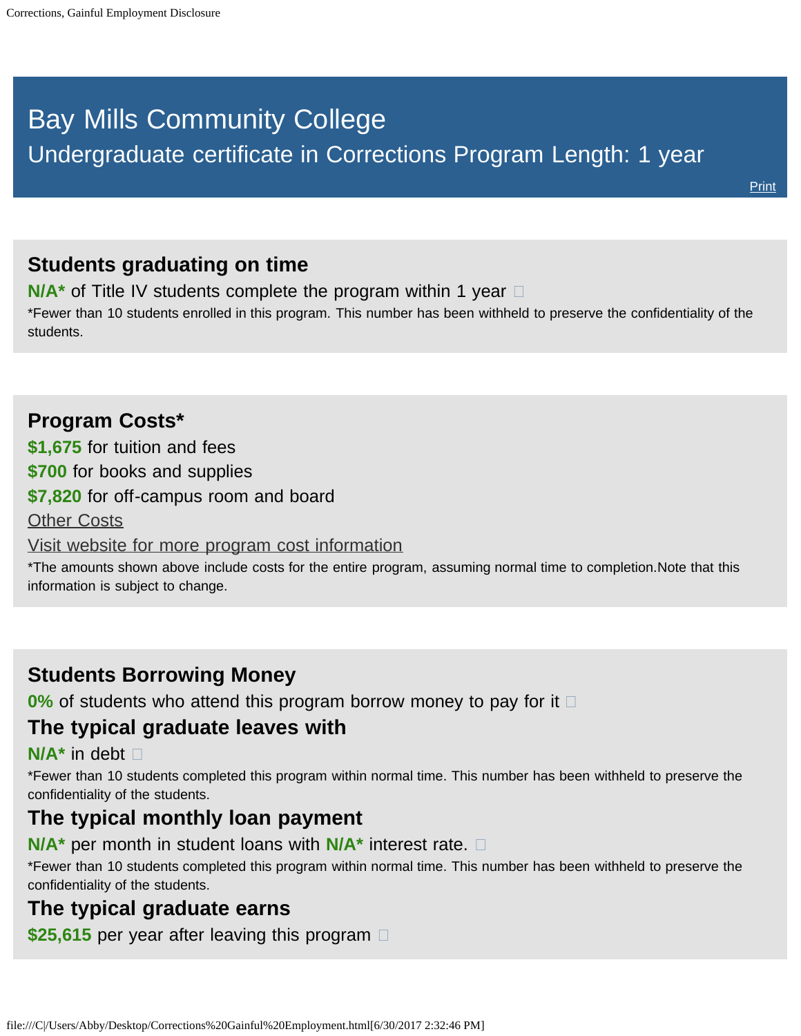# Bay Mills Community College

Undergraduate certificate in Corrections Program Length: 1 year

Print

## Students graduating on time

**N/A*** of Title IV students complete the program within 1 year

*Fewer than 10 students enrolled in this program. This number has been withheld to preserve the confidentiality of the students.

## Program Costs*

**$1,675** for tuition and fees

**$700** for books and supplies

**$7,820** for off-campus room and board

Other Costs

Visit website for more program cost information

*The amounts shown above include costs for the entire program, assuming normal time to completion.Note that this information is subject to change.

## Students Borrowing Money

**0%** of students who attend this program borrow money to pay for it

## The typical graduate leaves with

**N/A*** in debt

*Fewer than 10 students completed this program within normal time. This number has been withheld to preserve the confidentiality of the students.

## The typical monthly loan payment

**N/A*** per month in student loans with **N/A*** interest rate.

*Fewer than 10 students completed this program within normal time. This number has been withheld to preserve the confidentiality of the students.

## The typical graduate earns

**$25,615** per year after leaving this program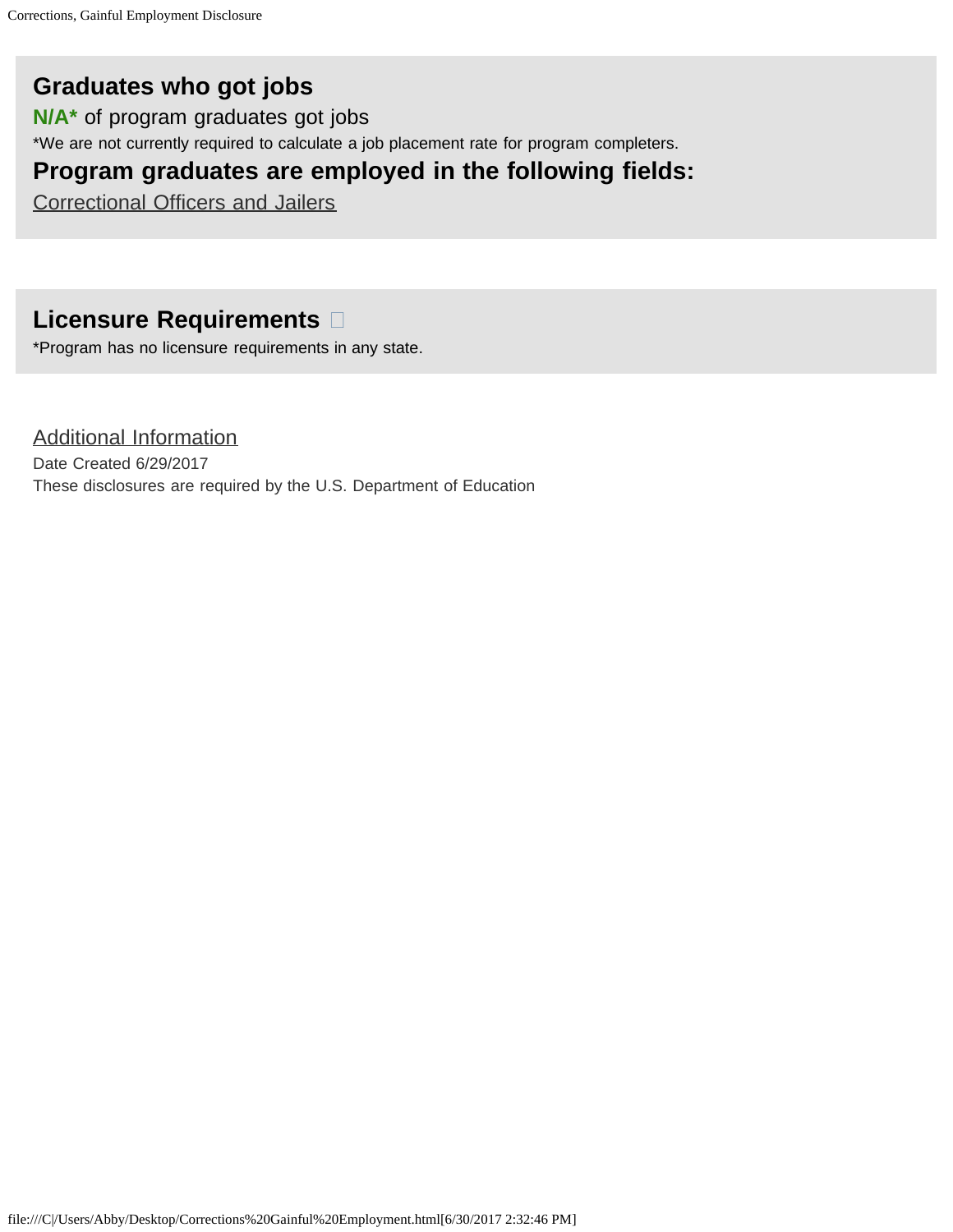## Graduates who got jobs

**N/A*** of program graduates got jobs

*We are not currently required to calculate a job placement rate for program completers.

## Program graduates are employed in the following fields:

Correctional Officers and Jailers

## Licensure Requirements

*Program has no licensure requirements in any state.

Additional Information

Date Created 6/29/2017

These disclosures are required by the U.S. Department of Education